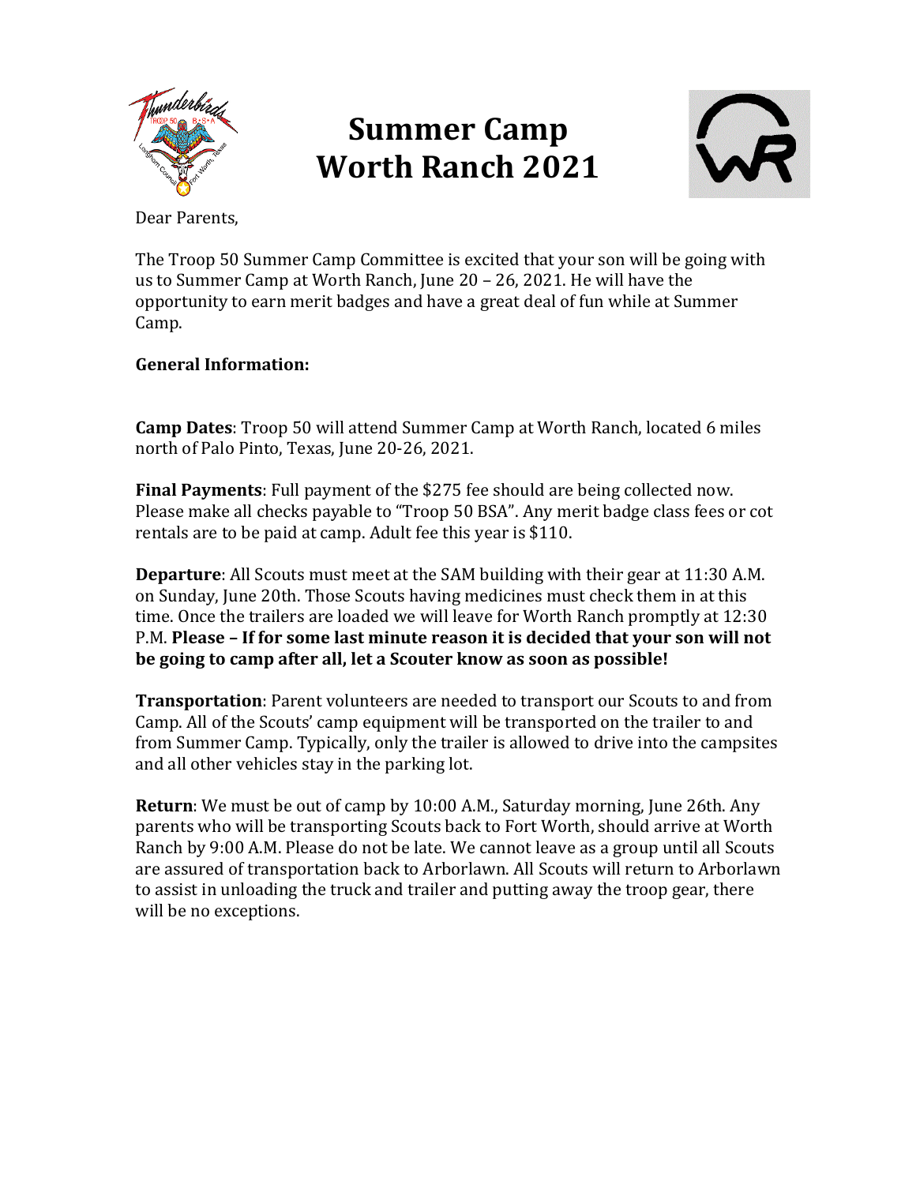# Summer Camp
# Worth Ranch 2021

Dear Parents,

The Troop 50 Summer Camp Committee is excited that your son will be going with us to Summer Camp at Worth Ranch, June 20 – 26, 2021. He will have the opportunity to earn merit badges and have a great deal of fun while at Summer Camp.

**General Information:**

**Camp Dates**: Troop 50 will attend Summer Camp at Worth Ranch, located 6 miles north of Palo Pinto, Texas, June 20-26, 2021.

**Final Payments**: Full payment of the $275 fee should are being collected now. Please make all checks payable to "Troop 50 BSA". Any merit badge class fees or cot rentals are to be paid at camp. Adult fee this year is $110.

**Departure**: All Scouts must meet at the SAM building with their gear at 11:30 A.M. on Sunday, June 20th. Those Scouts having medicines must check them in at this time. Once the trailers are loaded we will leave for Worth Ranch promptly at 12:30 P.M. **Please – If for some last minute reason it is decided that your son will not be going to camp after all, let a Scouter know as soon as possible!**

**Transportation**: Parent volunteers are needed to transport our Scouts to and from Camp. All of the Scouts' camp equipment will be transported on the trailer to and from Summer Camp. Typically, only the trailer is allowed to drive into the campsites and all other vehicles stay in the parking lot.

**Return**: We must be out of camp by 10:00 A.M., Saturday morning, June 26th. Any parents who will be transporting Scouts back to Fort Worth, should arrive at Worth Ranch by 9:00 A.M. Please do not be late. We cannot leave as a group until all Scouts are assured of transportation back to Arborlawn. All Scouts will return to Arborlawn to assist in unloading the truck and trailer and putting away the troop gear, there will be no exceptions.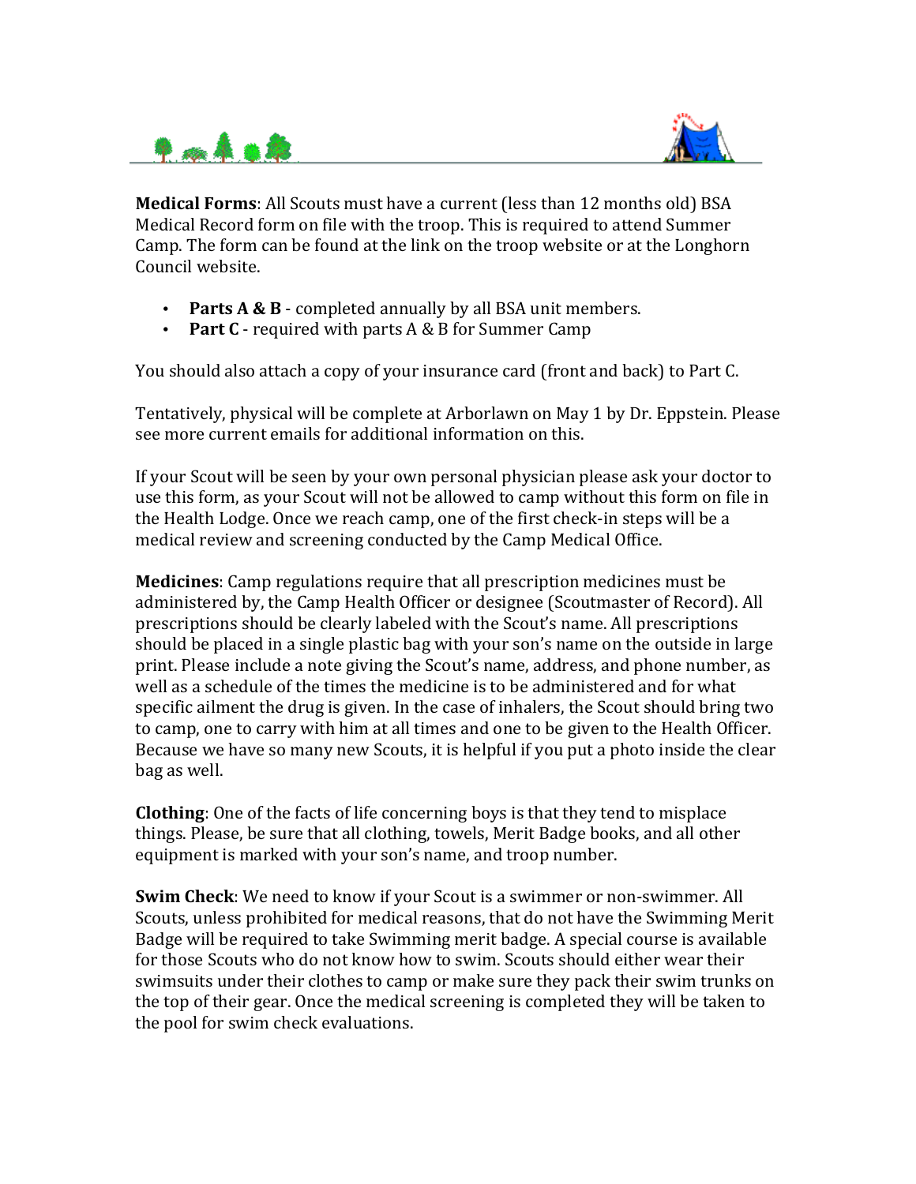**Medical Forms**: All Scouts must have a current (less than 12 months old) BSA Medical Record form on file with the troop. This is required to attend Summer Camp. The form can be found at the link on the troop website or at the Longhorn Council website.

- **Parts A & B** - completed annually by all BSA unit members.
- **Part C** - required with parts A & B for Summer Camp

You should also attach a copy of your insurance card (front and back) to Part C.

Tentatively, physical will be complete at Arborlawn on May 1 by Dr. Eppstein. Please see more current emails for additional information on this.

If your Scout will be seen by your own personal physician please ask your doctor to use this form, as your Scout will not be allowed to camp without this form on file in the Health Lodge. Once we reach camp, one of the first check-in steps will be a medical review and screening conducted by the Camp Medical Office.

**Medicines**: Camp regulations require that all prescription medicines must be administered by, the Camp Health Officer or designee (Scoutmaster of Record). All prescriptions should be clearly labeled with the Scout's name. All prescriptions should be placed in a single plastic bag with your son's name on the outside in large print. Please include a note giving the Scout's name, address, and phone number, as well as a schedule of the times the medicine is to be administered and for what specific ailment the drug is given. In the case of inhalers, the Scout should bring two to camp, one to carry with him at all times and one to be given to the Health Officer. Because we have so many new Scouts, it is helpful if you put a photo inside the clear bag as well.

**Clothing**: One of the facts of life concerning boys is that they tend to misplace things. Please, be sure that all clothing, towels, Merit Badge books, and all other equipment is marked with your son's name, and troop number.

**Swim Check**: We need to know if your Scout is a swimmer or non-swimmer. All Scouts, unless prohibited for medical reasons, that do not have the Swimming Merit Badge will be required to take Swimming merit badge. A special course is available for those Scouts who do not know how to swim. Scouts should either wear their swimsuits under their clothes to camp or make sure they pack their swim trunks on the top of their gear. Once the medical screening is completed they will be taken to the pool for swim check evaluations.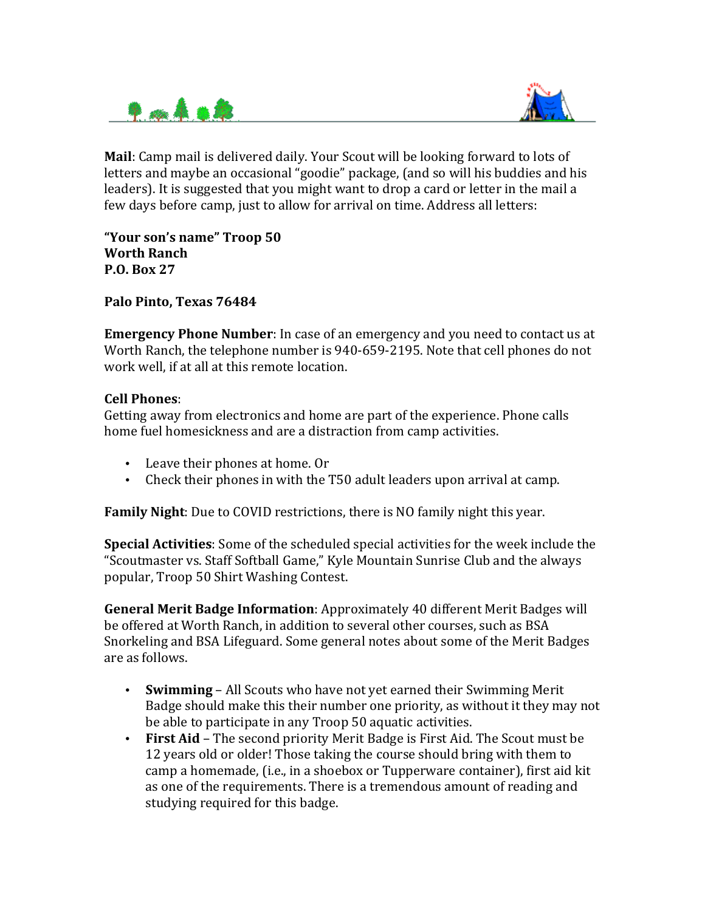**Mail**: Camp mail is delivered daily. Your Scout will be looking forward to lots of letters and maybe an occasional "goodie" package, (and so will his buddies and his leaders). It is suggested that you might want to drop a card or letter in the mail a few days before camp, just to allow for arrival on time. Address all letters:

**"Your son's name" Troop 50**
**Worth Ranch**
**P.O. Box 27**

**Palo Pinto, Texas 76484**

**Emergency Phone Number**: In case of an emergency and you need to contact us at Worth Ranch, the telephone number is 940-659-2195. Note that cell phones do not work well, if at all at this remote location.

**Cell Phones**:
Getting away from electronics and home are part of the experience. Phone calls home fuel homesickness and are a distraction from camp activities.

- Leave their phones at home. Or
- Check their phones in with the T50 adult leaders upon arrival at camp.

**Family Night**: Due to COVID restrictions, there is NO family night this year.

**Special Activities**: Some of the scheduled special activities for the week include the "Scoutmaster vs. Staff Softball Game," Kyle Mountain Sunrise Club and the always popular, Troop 50 Shirt Washing Contest.

**General Merit Badge Information**: Approximately 40 different Merit Badges will be offered at Worth Ranch, in addition to several other courses, such as BSA Snorkeling and BSA Lifeguard. Some general notes about some of the Merit Badges are as follows.

- **Swimming** – All Scouts who have not yet earned their Swimming Merit Badge should make this their number one priority, as without it they may not be able to participate in any Troop 50 aquatic activities.
- **First Aid** – The second priority Merit Badge is First Aid. The Scout must be 12 years old or older! Those taking the course should bring with them to camp a homemade, (i.e., in a shoebox or Tupperware container), first aid kit as one of the requirements. There is a tremendous amount of reading and studying required for this badge.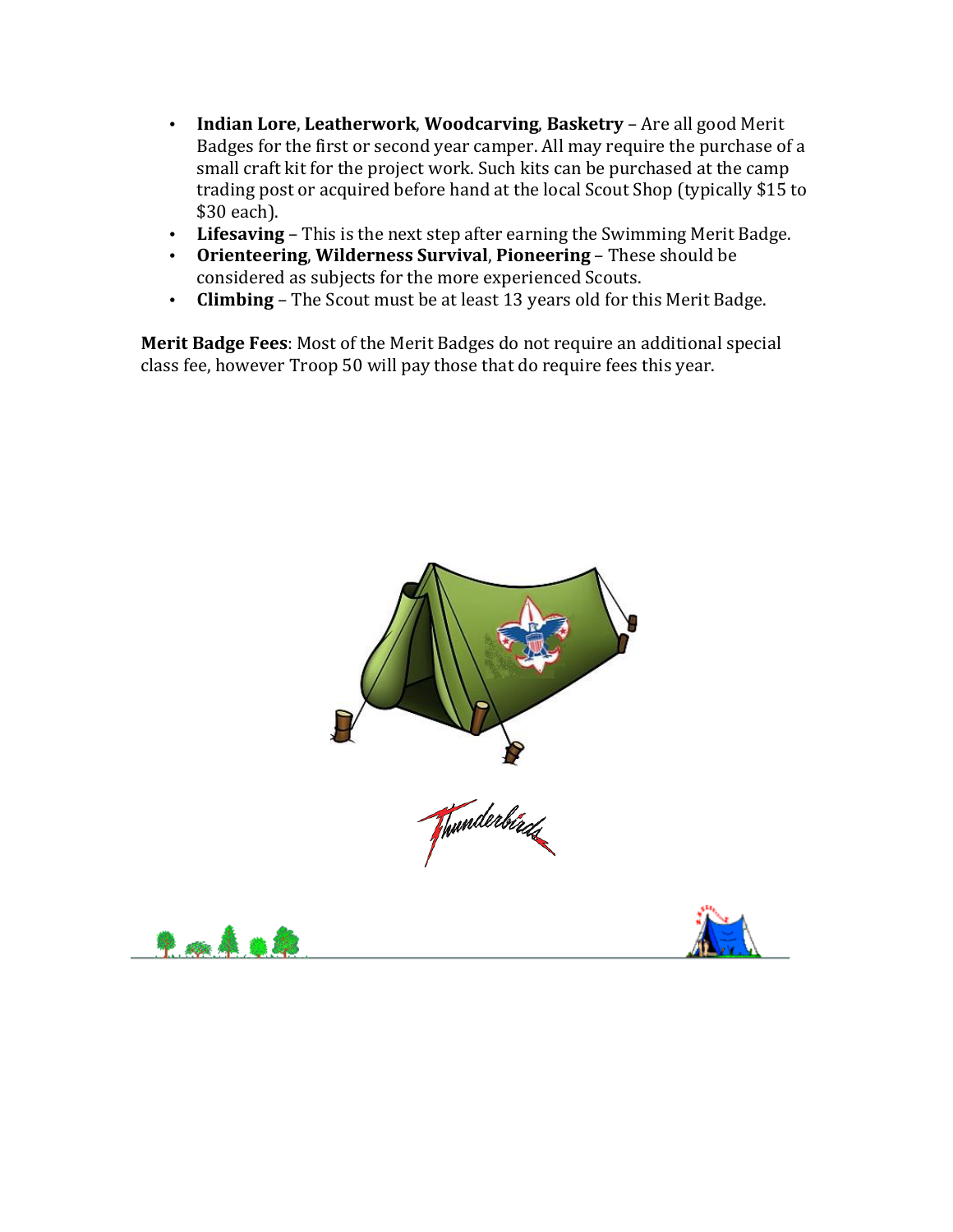- **Indian Lore**, **Leatherwork**, **Woodcarving**, **Basketry** – Are all good Merit Badges for the first or second year camper. All may require the purchase of a small craft kit for the project work. Such kits can be purchased at the camp trading post or acquired before hand at the local Scout Shop (typically $15 to $30 each).
- **Lifesaving** – This is the next step after earning the Swimming Merit Badge.
- **Orienteering**, **Wilderness Survival**, **Pioneering** – These should be considered as subjects for the more experienced Scouts.
- **Climbing** – The Scout must be at least 13 years old for this Merit Badge.

**Merit Badge Fees**: Most of the Merit Badges do not require an additional special class fee, however Troop 50 will pay those that do require fees this year.